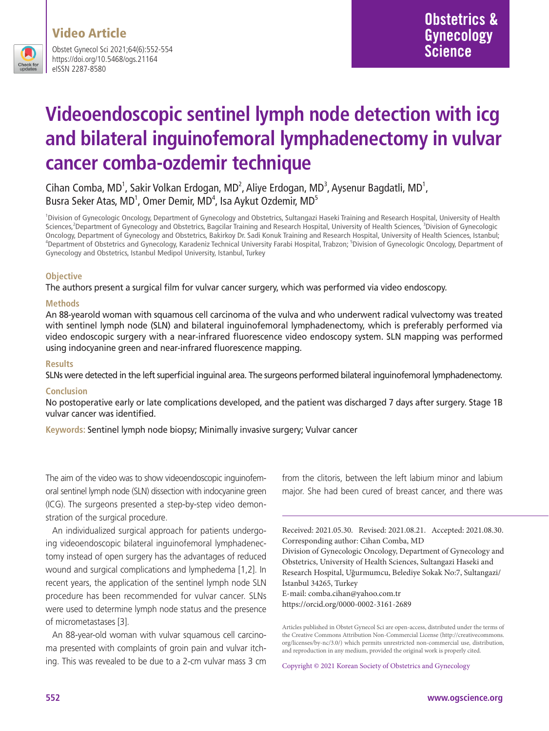Video Article

Obstet Gynecol Sci 2021;64(6):552-554
https://doi.org/10.5468/ogs.21164
eISSN 2287-8580

# Videoendoscopic sentinel lymph node detection with icg and bilateral inguinofemoral lymphadenectomy in vulvar cancer comba-ozdemir technique

Cihan Comba, MD[1], Sakir Volkan Erdogan, MD[2], Aliye Erdogan, MD[3], Aysenur Bagdatli, MD[1], Busra Seker Atas, MD[1], Omer Demir, MD[4], Isa Aykut Ozdemir, MD[5]

[1]Division of Gynecologic Oncology, Department of Gynecology and Obstetrics, Sultangazi Haseki Training and Research Hospital, University of Health Sciences,[2]Department of Gynecology and Obstetrics, Bagcilar Training and Research Hospital, University of Health Sciences, [3]Division of Gynecologic Oncology, Department of Gynecology and Obstetrics, Bakirkoy Dr. Sadi Konuk Training and Research Hospital, University of Health Sciences, Istanbul; [4]Department of Obstetrics and Gynecology, Karadeniz Technical University Farabi Hospital, Trabzon; [5]Division of Gynecologic Oncology, Department of Gynecology and Obstetrics, Istanbul Medipol University, Istanbul, Turkey

### Objective

The authors present a surgical film for vulvar cancer surgery, which was performed via video endoscopy.

### Methods

An 88-yearold woman with squamous cell carcinoma of the vulva and who underwent radical vulvectomy was treated with sentinel lymph node (SLN) and bilateral inguinofemoral lymphadenectomy, which is preferably performed via video endoscopic surgery with a near-infrared fluorescence video endoscopy system. SLN mapping was performed using indocyanine green and near-infrared fluorescence mapping.

### Results

SLNs were detected in the left superficial inguinal area. The surgeons performed bilateral inguinofemoral lymphadenectomy.

### Conclusion

No postoperative early or late complications developed, and the patient was discharged 7 days after surgery. Stage 1B vulvar cancer was identified.

**Keywords:** Sentinel lymph node biopsy; Minimally invasive surgery; Vulvar cancer

The aim of the video was to show videoendoscopic inguinofemoral sentinel lymph node (SLN) dissection with indocyanine green (ICG). The surgeons presented a step-by-step video demonstration of the surgical procedure.

An individualized surgical approach for patients undergoing videoendoscopic bilateral inguinofemoral lymphadenectomy instead of open surgery has the advantages of reduced wound and surgical complications and lymphedema [1,2]. In recent years, the application of the sentinel lymph node SLN procedure has been recommended for vulvar cancer. SLNs were used to determine lymph node status and the presence of micrometastases [3].

An 88-year-old woman with vulvar squamous cell carcinoma presented with complaints of groin pain and vulvar itching. This was revealed to be due to a 2-cm vulvar mass 3 cm from the clitoris, between the left labium minor and labium major. She had been cured of breast cancer, and there was

Received: 2021.05.30. Revised: 2021.08.21. Accepted: 2021.08.30.
Corresponding author: Cihan Comba, MD
Division of Gynecologic Oncology, Department of Gynecology and Obstetrics, University of Health Sciences, Sultangazi Haseki and Research Hospital, Uğurmumcu, Belediye Sokak No:7, Sultangazi/İstanbul 34265, Turkey
E-mail: comba.cihan@yahoo.com.tr
https://orcid.org/0000-0002-3161-2689

Articles published in Obstet Gynecol Sci are open-access, distributed under the terms of the Creative Commons Attribution Non-Commercial License (http://creativecommons.org/licenses/by-nc/3.0/) which permits unrestricted non-commercial use, distribution, and reproduction in any medium, provided the original work is properly cited.

Copyright © 2021 Korean Society of Obstetrics and Gynecology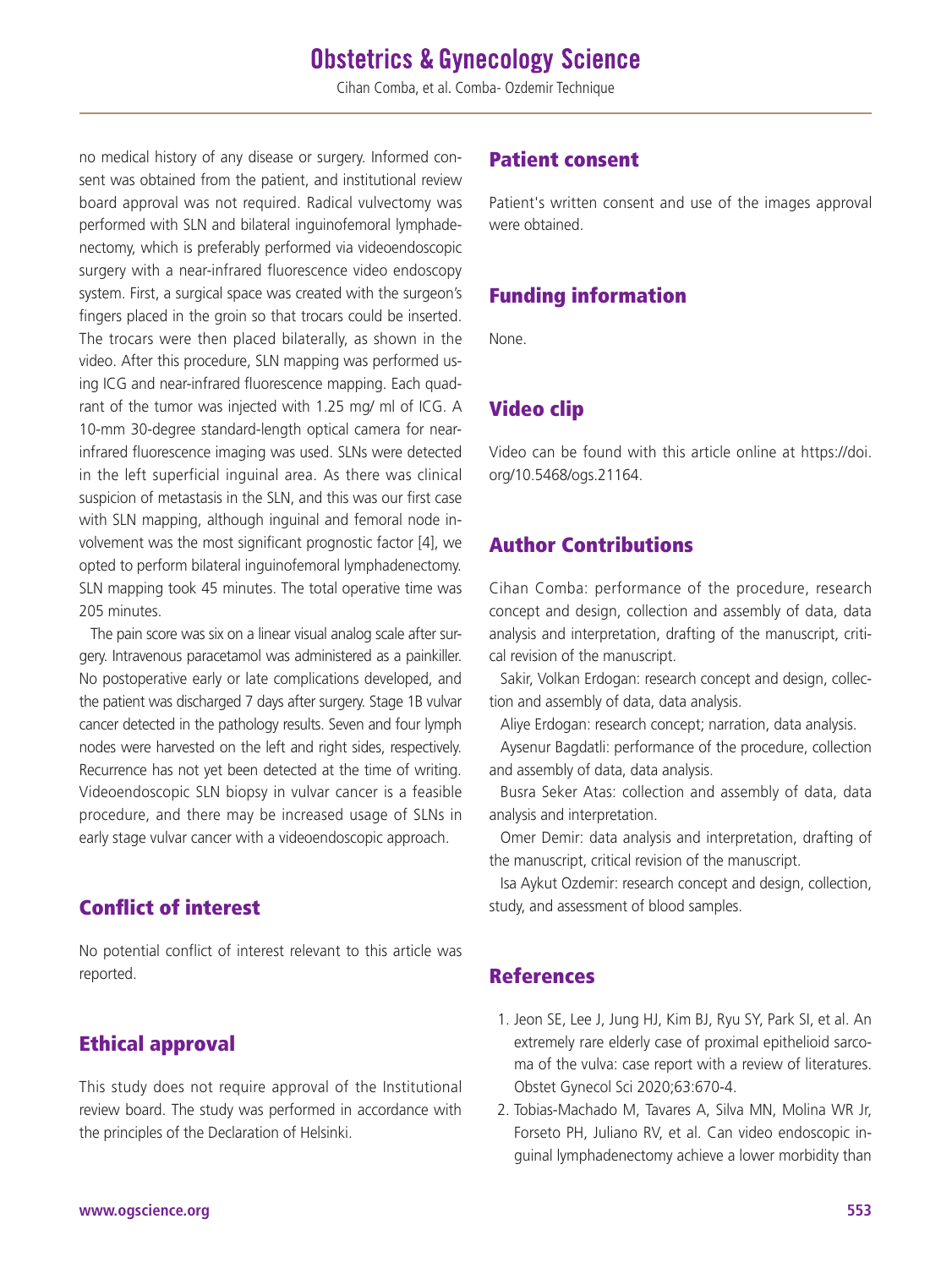no medical history of any disease or surgery. Informed consent was obtained from the patient, and institutional review board approval was not required. Radical vulvectomy was performed with SLN and bilateral inguinofemoral lymphadenectomy, which is preferably performed via videoendoscopic surgery with a near-infrared fluorescence video endoscopy system. First, a surgical space was created with the surgeon's fingers placed in the groin so that trocars could be inserted. The trocars were then placed bilaterally, as shown in the video. After this procedure, SLN mapping was performed using ICG and near-infrared fluorescence mapping. Each quadrant of the tumor was injected with 1.25 mg/ ml of ICG. A 10-mm 30-degree standard-length optical camera for near-infrared fluorescence imaging was used. SLNs were detected in the left superficial inguinal area. As there was clinical suspicion of metastasis in the SLN, and this was our first case with SLN mapping, although inguinal and femoral node involvement was the most significant prognostic factor [4], we opted to perform bilateral inguinofemoral lymphadenectomy. SLN mapping took 45 minutes. The total operative time was 205 minutes.

The pain score was six on a linear visual analog scale after surgery. Intravenous paracetamol was administered as a painkiller. No postoperative early or late complications developed, and the patient was discharged 7 days after surgery. Stage 1B vulvar cancer detected in the pathology results. Seven and four lymph nodes were harvested on the left and right sides, respectively. Recurrence has not yet been detected at the time of writing. Videoendoscopic SLN biopsy in vulvar cancer is a feasible procedure, and there may be increased usage of SLNs in early stage vulvar cancer with a videoendoscopic approach.

## Conflict of interest

No potential conflict of interest relevant to this article was reported.

## Ethical approval

This study does not require approval of the Institutional review board. The study was performed in accordance with the principles of the Declaration of Helsinki.

## Patient consent

Patient's written consent and use of the images approval were obtained.

## Funding information

None.

## Video clip

Video can be found with this article online at https://doi.org/10.5468/ogs.21164.

## Author Contributions

Cihan Comba: performance of the procedure, research concept and design, collection and assembly of data, data analysis and interpretation, drafting of the manuscript, critical revision of the manuscript.

Sakir, Volkan Erdogan: research concept and design, collection and assembly of data, data analysis.

Aliye Erdogan: research concept; narration, data analysis.

Aysenur Bagdatli: performance of the procedure, collection and assembly of data, data analysis.

Busra Seker Atas: collection and assembly of data, data analysis and interpretation.

Omer Demir: data analysis and interpretation, drafting of the manuscript, critical revision of the manuscript.

Isa Aykut Ozdemir: research concept and design, collection, study, and assessment of blood samples.

## References

1. Jeon SE, Lee J, Jung HJ, Kim BJ, Ryu SY, Park SI, et al. An extremely rare elderly case of proximal epithelioid sarcoma of the vulva: case report with a review of literatures. Obstet Gynecol Sci 2020;63:670-4.
2. Tobias-Machado M, Tavares A, Silva MN, Molina WR Jr, Forseto PH, Juliano RV, et al. Can video endoscopic inguinal lymphadenectomy achieve a lower morbidity than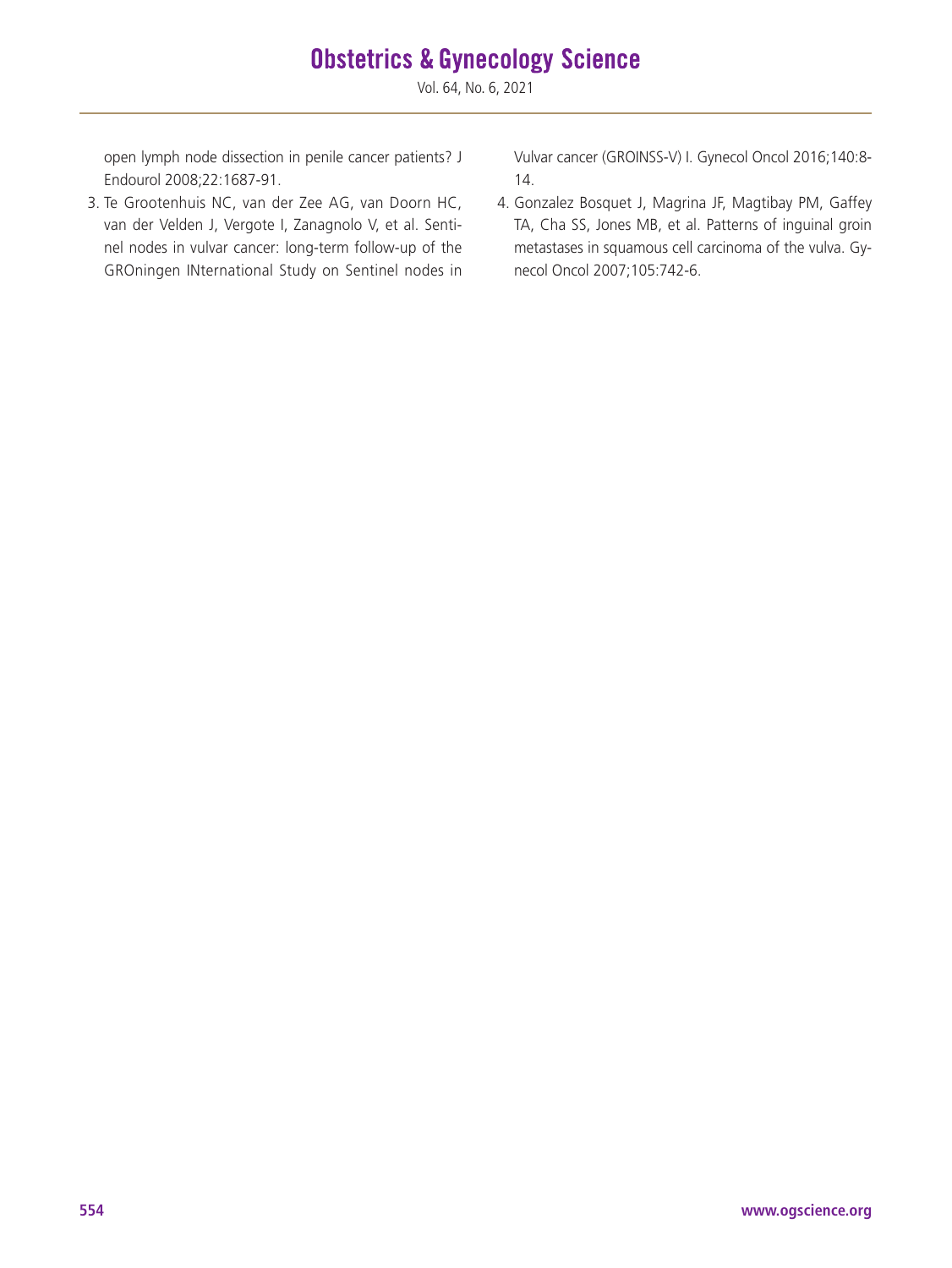open lymph node dissection in penile cancer patients? J Endourol 2008;22:1687-91.

3. Te Grootenhuis NC, van der Zee AG, van Doorn HC, van der Velden J, Vergote I, Zanagnolo V, et al. Sentinel nodes in vulvar cancer: long-term follow-up of the GROningen INternational Study on Sentinel nodes in Vulvar cancer (GROINSS-V) I. Gynecol Oncol 2016;140:8-14.
4. Gonzalez Bosquet J, Magrina JF, Magtibay PM, Gaffey TA, Cha SS, Jones MB, et al. Patterns of inguinal groin metastases in squamous cell carcinoma of the vulva. Gynecol Oncol 2007;105:742-6.